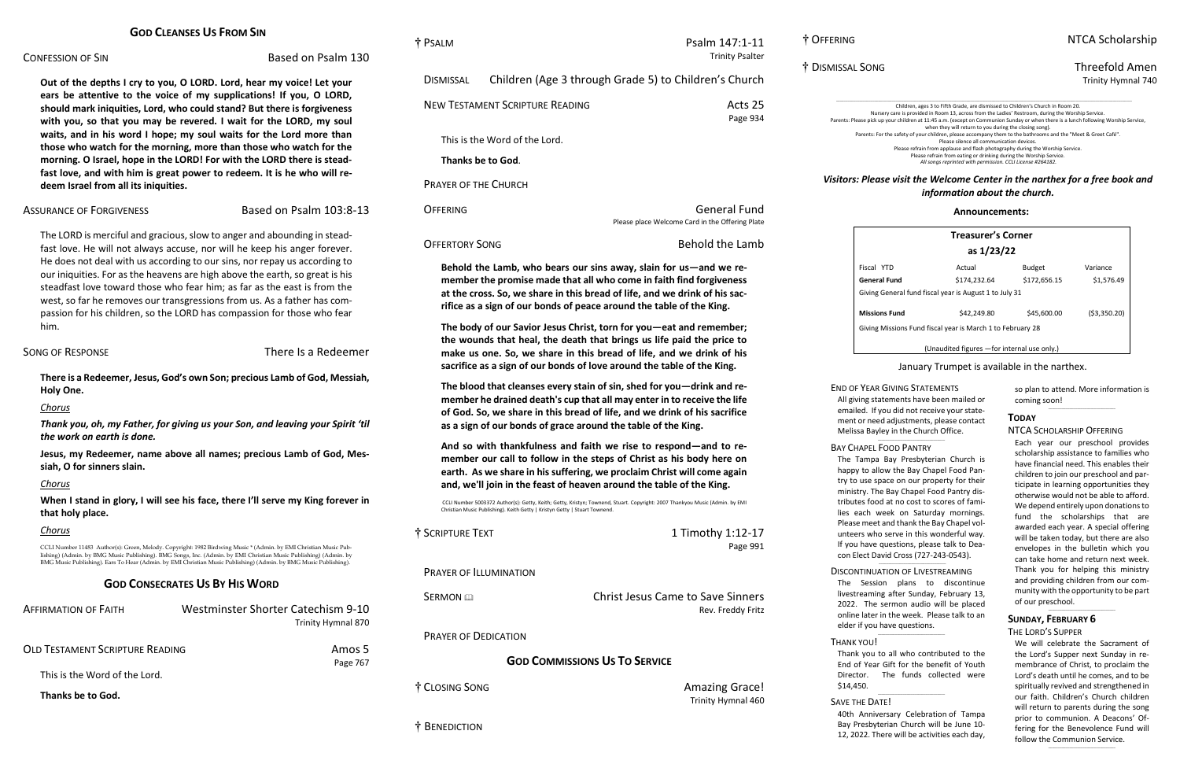## God Cleanses Us From Sin

Confession of Sin — Based on Psalm 130

**Out of the depths I cry to you, O LORD. Lord, hear my voice! Let your ears be attentive to the voice of my supplications! If you, O LORD, should mark iniquities, Lord, who could stand? But there is forgiveness with you, so that you may be revered. I wait for the LORD, my soul waits, and in his word I hope; my soul waits for the Lord more than those who watch for the morning, more than those who watch for the morning. O Israel, hope in the LORD! For with the LORD there is steadfast love, and with him is great power to redeem. It is he who will redeem Israel from all its iniquities.**

Assurance of Forgiveness — Based on Psalm 103:8-13

The LORD is merciful and gracious, slow to anger and abounding in steadfast love. He will not always accuse, nor will he keep his anger forever. He does not deal with us according to our sins, nor repay us according to our iniquities. For as the heavens are high above the earth, so great is his steadfast love toward those who fear him; as far as the east is from the west, so far he removes our transgressions from us. As a father has compassion for his children, so the LORD has compassion for those who fear him.

Song of Response — There Is a Redeemer

**There is a Redeemer, Jesus, God's own Son; precious Lamb of God, Messiah, Holy One.**

*Chorus*

***Thank you, oh, my Father, for giving us your Son, and leaving your Spirit 'til the work on earth is done.***

**Jesus, my Redeemer, name above all names; precious Lamb of God, Messiah, O for sinners slain.**

*Chorus*

**When I stand in glory, I will see his face, there I'll serve my King forever in that holy place.**

*Chorus*

CCLI Number 11483 Author(s): Green, Melody. Copyright: 1982 Birdwing Music * (Admin. by EMI Christian Music Publishing) (Admin. by BMG Music Publishing). BMG Songs, Inc. (Admin. by EMI Christian Music Publishing) (Admin. by BMG Music Publishing). Ears To Hear (Admin. by EMI Christian Music Publishing) (Admin. by BMG Music Publishing).

## God Consecrates Us By His Word

Affirmation of Faith — Westminster Shorter Catechism 9-10, Trinity Hymnal 870

Old Testament Scripture Reading — Amos 5, Page 767

This is the Word of the Lord.

**Thanks be to God.**

† Psalm — Psalm 147:1-11, Trinity Psalter

Dismissal — Children (Age 3 through Grade 5) to Children's Church

New Testament Scripture Reading — Acts 25, Page 934

This is the Word of the Lord.

**Thanks be to God**.

Prayer of the Church

Offering — General Fund

Please place Welcome Card in the Offering Plate

Offertory Song — Behold the Lamb

**Behold the Lamb, who bears our sins away, slain for us—and we remember the promise made that all who come in faith find forgiveness at the cross. So, we share in this bread of life, and we drink of his sacrifice as a sign of our bonds of peace around the table of the King.**

**The body of our Savior Jesus Christ, torn for you—eat and remember; the wounds that heal, the death that brings us life paid the price to make us one. So, we share in this bread of life, and we drink of his sacrifice as a sign of our bonds of love around the table of the King.**

**The blood that cleanses every stain of sin, shed for you—drink and remember he drained death's cup that all may enter in to receive the life of God. So, we share in this bread of life, and we drink of his sacrifice as a sign of our bonds of grace around the table of the King.**

**And so with thankfulness and faith we rise to respond—and to remember our call to follow in the steps of Christ as his body here on earth. As we share in his suffering, we proclaim Christ will come again and, we'll join in the feast of heaven around the table of the King.**

CCLI Number 5003372 Author(s): Getty, Keith; Getty, Kristyn; Townend, Stuart. Copyright: 2007 Thankyou Music (Admin. by EMI Christian Music Publishing). Keith Getty | Kristyn Getty | Stuart Townend.

† Scripture Text — 1 Timothy 1:12-17, Page 991

Prayer of Illumination

Sermon — Christ Jesus Came to Save Sinners, Rev. Freddy Fritz

Prayer of Dedication

## God Commissions Us To Service

† Closing Song — Amazing Grace!, Trinity Hymnal 460

† Benediction

† Offering — NTCA Scholarship

† Dismissal Song — Threefold Amen, Trinity Hymnal 740

Children, ages 3 to Fifth Grade, are dismissed to Children's Church in Room 20.
Nursery care is provided in Room 13, across from the Ladies' Restroom, during the Worship Service.
Parents: Please pick up your children at 11:45 a.m. (except on Communion Sunday or when there is a lunch following Worship Service, when they will return to you during the closing song).
Parents: For the safety of your children, please accompany them to the bathrooms and the "Meet & Greet Café".
Please silence all communication devices.
Please refrain from applause and flash photography during the Worship Service.
Please refrain from eating or drinking during the Worship Service.
*All songs reprinted with permission. CCLI License #264182.*

***Visitors: Please visit the Welcome Center in the narthex for a free book and information about the church.***

**Announcements:**

**Treasurer's Corner as 1/23/22**

| Fiscal YTD | Actual | Budget | Variance |
|---|---|---|---|
| **General Fund** | $174,232.64 | $172,656.15 | $1,576.49 |
| Giving General fund fiscal year is August 1 to July 31 | | | |
| **Missions Fund** | $42,249.80 | $45,600.00 | ($3,350.20) |
| Giving Missions Fund fiscal year is March 1 to February 28 | | | |

(Unaudited figures —for internal use only.)

January Trumpet is available in the narthex.

End of Year Giving Statements

All giving statements have been mailed or emailed. If you did not receive your statement or need adjustments, please contact Melissa Bayley in the Church Office.

Bay Chapel Food Pantry

The Tampa Bay Presbyterian Church is happy to allow the Bay Chapel Food Pantry to use space on our property for their ministry. The Bay Chapel Food Pantry distributes food at no cost to scores of families each week on Saturday mornings. Please meet and thank the Bay Chapel volunteers who serve in this wonderful way. If you have questions, please talk to Deacon Elect David Cross (727-243-0543).

Discontinuation of Livestreaming

The Session plans to discontinue livestreaming after Sunday, February 13, 2022. The sermon audio will be placed online later in the week. Please talk to an elder if you have questions.

Thank You!

Thank you to all who contributed to the End of Year Gift for the benefit of Youth Director. The funds collected were $14,450.

Save the Date!

40th Anniversary Celebration of Tampa Bay Presbyterian Church will be June 10-12, 2022. There will be activities each day, so plan to attend. More information is coming soon!

**Today**

NTCA Scholarship Offering

Each year our preschool provides scholarship assistance to families who have financial need. This enables their children to join our preschool and participate in learning opportunities they otherwise would not be able to afford. We depend entirely upon donations to fund the scholarships that are awarded each year. A special offering will be taken today, but there are also envelopes in the bulletin which you can take home and return next week. Thank you for helping this ministry and providing children from our community with the opportunity to be part of our preschool.

**Sunday, February 6**

The Lord's Supper

We will celebrate the Sacrament of the Lord's Supper next Sunday in remembrance of Christ, to proclaim the Lord's death until he comes, and to be spiritually revived and strengthened in our faith. Children's Church children will return to parents during the song prior to communion. A Deacons' Offering for the Benevolence Fund will follow the Communion Service.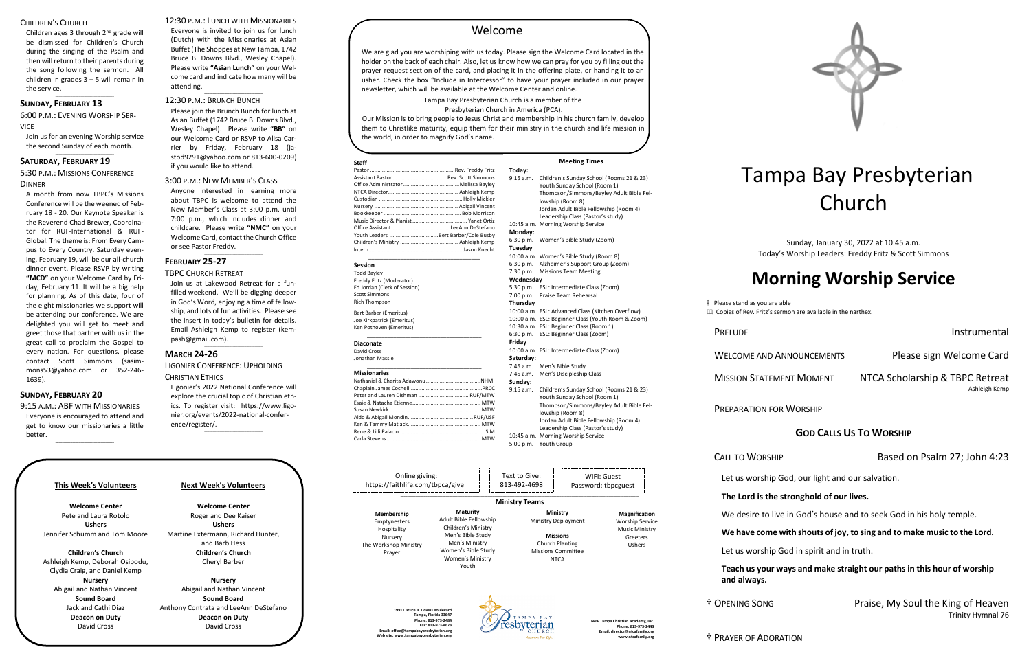## Children's Church

Children ages 3 through 2nd grade will be dismissed for Children's Church during the singing of the Psalm and then will return to their parents during the song following the sermon. All children in grades 3 – 5 will remain in the service.

## Sunday, February 13

### 6:00 p.m.: Evening Worship Service

Join us for an evening Worship service the second Sunday of each month.

## Saturday, February 19

### 5:30 p.m.: Missions Conference Dinner

A month from now TBPC's Missions Conference will be the weened of February 18 - 20. Our Keynote Speaker is the Reverend Chad Brewer, Coordinator for RUF-International & RUF-Global. The theme is: From Every Campus to Every Country. Saturday evening, February 19, will be our all-church dinner event. Please RSVP by writing **"MCD"** on your Welcome Card by Friday, February 11. It will be a big help for planning. As of this date, four of the eight missionaries we support will be attending our conference. We are delighted you will get to meet and greet those that partner with us in the great call to proclaim the Gospel to every nation. For questions, please contact Scott Simmons (sasimmons53@yahoo.com or 352-246-1639).

## Sunday, February 20

### 9:15 a.m.: ABF with Missionaries

Everyone is encouraged to attend and get to know our missionaries a little better.

### 12:30 p.m.: Lunch with Missionaries

Everyone is invited to join us for lunch (Dutch) with the Missionaries at Asian Buffet (The Shoppes at New Tampa, 1742 Bruce B. Downs Blvd., Wesley Chapel). Please write **"Asian Lunch"** on your Welcome Card and indicate how many will be attending.

### 12:30 p.m.: Brunch Bunch

Please join the Brunch Bunch for lunch at Asian Buffet (1742 Bruce B. Downs Blvd., Wesley Chapel). Please write **"BB"** on our Welcome Card or RSVP to Alisa Carrier by Friday, February 18 (jastod9291@yahoo.com or 813-600-0209) if you would like to attend.

### 3:00 p.m.: New Member's Class

Anyone interested in learning more about TBPC is welcome to attend the New Member's Class at 3:00 p.m. until 7:00 p.m., which includes dinner and childcare. Please write **"NMC"** on your Welcome Card, contact the Church Office or see Pastor Freddy.

## February 25-27

### TBPC Church Retreat

Join us at Lakewood Retreat for a fun-filled weekend. We'll be digging deeper in God's Word, enjoying a time of fellowship, and lots of fun activities. Please see the insert in today's bulletin for details. Email Ashleigh Kemp to register (kempash@gmail.com).

## March 24-26

### Ligonier Conference: Upholding Christian Ethics

Ligonier's 2022 National Conference will explore the crucial topic of Christian ethics. To register visit: https://www.ligonier.org/events/2022-national-conference/register/.

## This Week's Volunteers

**Welcome Center**
Pete and Laura Rotolo

**Ushers**
Jennifer Schumm and Tom Moore

**Children's Church**
Ashleigh Kemp, Deborah Osibodu, Clydia Craig, and Daniel Kemp

**Nursery**
Abigail and Nathan Vincent

**Sound Board**
Jack and Cathi Diaz

**Deacon on Duty**
David Cross

## Next Week's Volunteers

**Welcome Center**
Roger and Dee Kaiser

**Ushers**
Martine Extermann, Richard Hunter, and Barb Hess

**Children's Church**
Cheryl Barber

**Nursery**
Abigail and Nathan Vincent

**Sound Board**
Anthony Contrata and LeeAnn DeStefano

**Deacon on Duty**
David Cross

## Welcome

We are glad you are worshiping with us today. Please sign the Welcome Card located in the holder on the back of each chair. Also, let us know how we can pray for you by filling out the prayer request section of the card, and placing it in the offering plate, or handing it to an usher. Check the box "Include in Intercessor" to have your prayer included in our prayer newsletter, which will be available at the Welcome Center and online.

Tampa Bay Presbyterian Church is a member of the Presbyterian Church in America (PCA).

Our Mission is to bring people to Jesus Christ and membership in his church family, develop them to Christlike maturity, equip them for their ministry in the church and life mission in the world, in order to magnify God's name.

**Staff**

| | |
|---|---|
| Pastor | Rev. Freddy Fritz |
| Assistant Pastor | Rev. Scott Simmons |
| Office Administrator | Melissa Bayley |
| NTCA Director | Ashleigh Kemp |
| Custodian | Holly Mickler |
| Nursery | Abigail Vincent |
| Bookkeeper | Bob Morrison |
| Music Director & Pianist | Yanet Ortiz |
| Office Assistant | LeeAnn DeStefano |
| Youth Leaders | Bert Barber/Cole Busby |
| Children's Ministry | Ashleigh Kemp |
| Intern | Jason Knecht |

**Session**

Todd Bayley
Freddy Fritz (Moderator)
Ed Jordan (Clerk of Session)
Scott Simmons
Rich Thompson

Bert Barber (Emeritus)
Joe Kirkpatrick (Emeritus)
Ken Pothoven (Emeritus)

**Diaconate**

David Cross
Jonathan Massie

**Missionaries**

| | |
|---|---|
| Nathaniel & Cherita Adawonu | NHMI |
| Chaplain James Cochell | PRCC |
| Peter and Lauren Dishman | RUF/MTW |
| Esaie & Natacha Etienne | MTW |
| Susan Newkirk | MTW |
| Aldo & Abigail Mondin | RUF/USF |
| Ken & Tammy Matlack | MTW |
| Rene & Lilli Palacio | SIM |
| Carla Stevens | MTW |

**Meeting Times**

**Today:**
- 9:15 a.m. Children's Sunday School (Rooms 21 & 23); Youth Sunday School (Room 1); Thompson/Simmons/Bayley Adult Bible Fellowship (Room 8); Jordan Adult Bible Fellowship (Room 4); Leadership Class (Pastor's study)
- 10:45 a.m. Morning Worship Service

**Monday:**
- 6:30 p.m. Women's Bible Study (Zoom)

**Tuesday**
- 10:00 a.m. Women's Bible Study (Room 8)
- 6:30 p.m. Alzheimer's Support Group (Zoom)
- 7:30 p.m. Missions Team Meeting

**Wednesday**
- 5:30 p.m. ESL: Intermediate Class (Zoom)
- 7:00 p.m. Praise Team Rehearsal

**Thursday**
- 10:00 a.m. ESL: Advanced Class (Kitchen Overflow)
- 10:00 a.m. ESL: Beginner Class (Youth Room & Zoom)
- 10:30 a.m. ESL: Beginner Class (Room 1)
- 6:30 p.m. ESL: Beginner Class (Zoom)

**Friday**
- 10:00 a.m. ESL: Intermediate Class (Zoom)

**Saturday:**
- 7:45 a.m. Men's Bible Study
- 7:45 a.m. Men's Discipleship Class

**Sunday:**
- 9:15 a.m. Children's Sunday School (Rooms 21 & 23); Youth Sunday School (Room 1); Thompson/Simmons/Bayley Adult Bible Fellowship (Room 8); Jordan Adult Bible Fellowship (Room 4); Leadership Class (Pastor's study)
- 10:45 a.m. Morning Worship Service
- 5:00 p.m. Youth Group

Online giving: https://faithlife.com/tbpca/give

Text to Give: 813-492-4698

WIFI: Guest Password: tbpcguest

**Ministry Teams**

| Membership | Maturity | Ministry | Magnification |
|---|---|---|---|
| Emptynesters | Adult Bible Fellowship | Ministry Deployment | Worship Service |
| Hospitality | Children's Ministry | | Music Ministry |
| Nursery | Men's Bible Study | **Missions** | Greeters |
| The Workshop Ministry | Men's Ministry | Church Planting | Ushers |
| Prayer | Women's Bible Study | Missions Committee | |
| | Women's Ministry | NTCA | |
| | Youth | | |

19911 Bruce B. Downs Boulevard
Tampa, Florida 33647
Phone: 813-973-2484
Fax: 813-973-4673
Email: office@tampabaypresbyterian.org
Web site: www.tampabaypresbyterian.org

Tampa Bay Presbyterian Church — Anchors For Life

New Tampa Christian Academy, Inc.
Phone: 813-973-2443
Email: director@ntcafamily.org
www.ntcafamily.org

# Tampa Bay Presbyterian Church

Sunday, January 30, 2022 at 10:45 a.m.
Today's Worship Leaders: Freddy Fritz & Scott Simmons

# Morning Worship Service

† Please stand as you are able
📖 Copies of Rev. Fritz's sermon are available in the narthex.

Prelude — Instrumental

Welcome and Announcements — Please sign Welcome Card

Mission Statement Moment — NTCA Scholarship & TBPC Retreat
Ashleigh Kemp

Preparation for Worship

## God Calls Us To Worship

Call to Worship — Based on Psalm 27; John 4:23

Let us worship God, our light and our salvation.

**The Lord is the stronghold of our lives.**

We desire to live in God's house and to seek God in his holy temple.

**We have come with shouts of joy, to sing and to make music to the Lord.**

Let us worship God in spirit and in truth.

**Teach us your ways and make straight our paths in this hour of worship and always.**

† Opening Song — Praise, My Soul the King of Heaven
Trinity Hymnal 76

† Prayer of Adoration